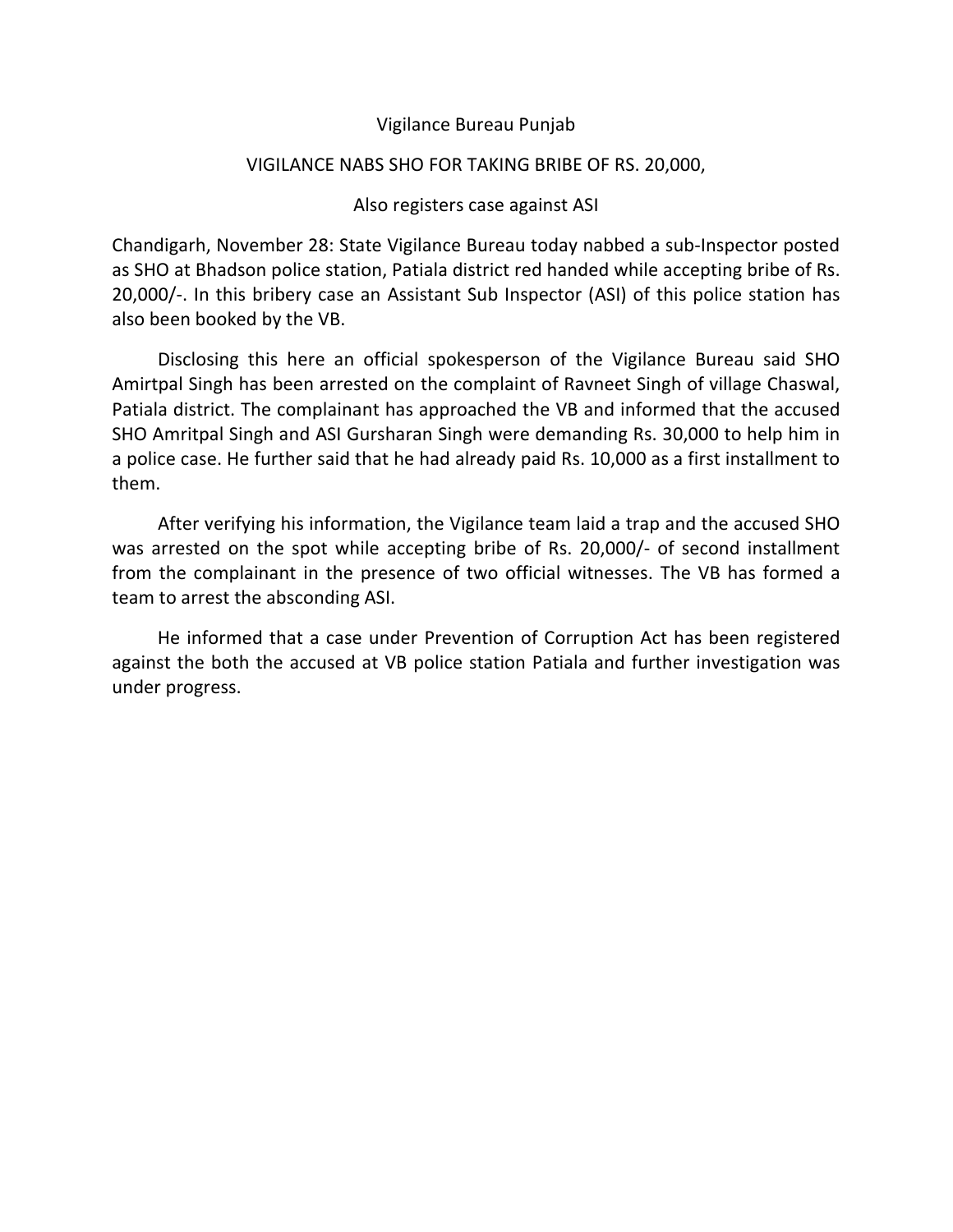Vigilance Bureau Punjab

## VIGILANCE NABS SHO FOR TAKING BRIBE OF RS. 20,000,

### Also registers case against ASI

Chandigarh, November 28: State Vigilance Bureau today nabbed a sub-Inspector posted as SHO at Bhadson police station, Patiala district red handed while accepting bribe of Rs. 20,000/-. In this bribery case an Assistant Sub Inspector (ASI) of this police station has also been booked by the VB.

Disclosing this here an official spokesperson of the Vigilance Bureau said SHO Amirtpal Singh has been arrested on the complaint of Ravneet Singh of village Chaswal, Patiala district. The complainant has approached the VB and informed that the accused SHO Amritpal Singh and ASI Gursharan Singh were demanding Rs. 30,000 to help him in a police case. He further said that he had already paid Rs. 10,000 as a first installment to them.

After verifying his information, the Vigilance team laid a trap and the accused SHO was arrested on the spot while accepting bribe of Rs. 20,000/- of second installment from the complainant in the presence of two official witnesses. The VB has formed a team to arrest the absconding ASI.

He informed that a case under Prevention of Corruption Act has been registered against the both the accused at VB police station Patiala and further investigation was under progress.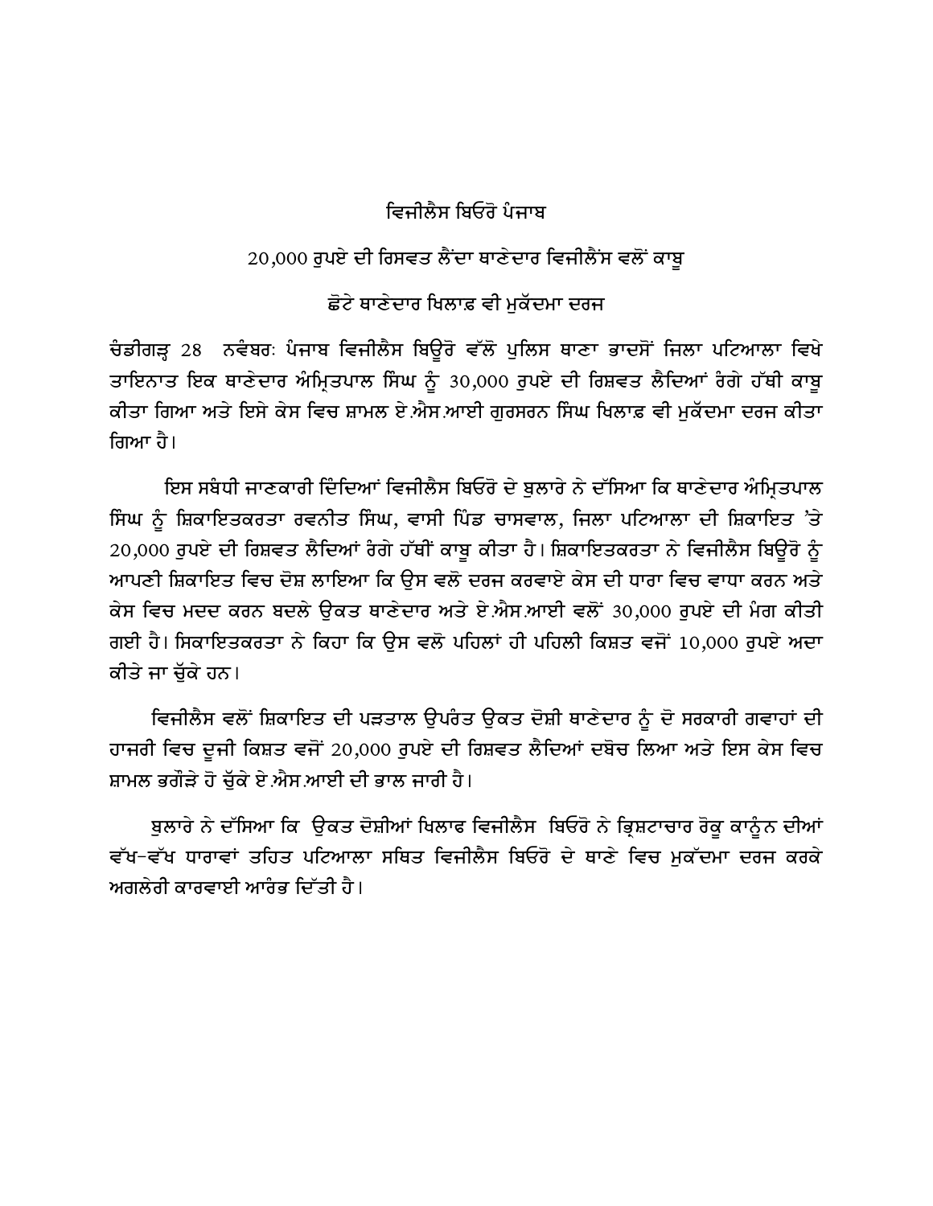ਵਿਜੀਲੈਂਸ ਬਿਓਰੋ ਪੰਜਾਬ

20,000 ਰੁਪਏ ਦੀ ਰਿਸਵਤ ਲੈਂਦਾ ਥਾਣੇਦਾਰ ਵਿਜੀਲੈਂਸ ਵਲੋਂ ਕਾਬੂ

ਛੋਟੇ ਥਾਣੇਦਾਰ ਖਿਲਾਫ਼ ਵੀ ਮੁਕੱਦਮਾ ਦਰਜ

ਚੰਡੀਗੜ੍ਹ 28 ਨਵੰਬਰਃ ਪੰਜਾਬ ਵਿਜੀਲੈਂਸ ਬਿਊਰੋ ਵੱਲੋ ਪੁਲਿਸ ਥਾਣਾ ਭਾਦਸੋਂ ਜਿਲਾ ਪਟਿਆਲਾ ਵਿਖੇ ਤਾਇਨਾਤ ਇਕ ਥਾਣੇਦਾਰ ਅੰਮ੍ਰਿਤਪਾਲ ਸਿੰਘ ਨੂੰ 30,000 ਰੁਪਏ ਦੀ ਰਿਸ਼ਵਤ ਲੈਦਿਆਂ ਰੰਗੇ ਹੱਥੀ ਕਾਬੂ ਕੀਤਾ ਗਿਆ ਅਤੇ ਇਸੇ ਕੇਸ ਵਿਚ ਸ਼ਾਮਲ ਏ.ਐਸ.ਆਈ ਗੁਰਸਰਨ ਸਿੰਘ ਖਿਲਾਫ਼ ਵੀ ਮੁਕੱਦਮਾ ਦਰਜ ਕੀਤਾ ਗਿਆ ਹੈ।

ਇਸ ਸਬੰਧੀ ਜਾਣਕਾਰੀ ਦਿੰਦਿਆਂ ਵਿਜੀਲੈਂਸ ਬਿਓਰੋ ਦੇ ਬੁਲਾਰੇ ਨੇ ਦੱਸਿਆ ਕਿ ਥਾਣੇਦਾਰ ਅੰਮ੍ਰਿਤਪਾਲ ਸਿੰਘ ਨੂੰ ਸ਼ਿਕਾਇਤਕਰਤਾ ਰਵਨੀਤ ਸਿੰਘ, ਵਾਸੀ ਪਿੰਡ ਚਾਸਵਾਲ, ਜਿਲਾ ਪਟਿਆਲਾ ਦੀ ਸ਼ਿਕਾਇਤ 'ਤੇ 20,000 ਰੁਪਏ ਦੀ ਰਿਸ਼ਵਤ ਲੈਦਿਆਂ ਰੰਗੇ ਹੱਥੀਂ ਕਾਬੂ ਕੀਤਾ ਹੈ। ਸ਼ਿਕਾਇਤਕਰਤਾ ਨੇ ਵਿਜੀਲੈਂਸ ਬਿਊਰੋ ਨੂੰ ਆਪਣੀ ਸ਼ਿਕਾਇਤ ਵਿਚ ਦੋਸ਼ ਲਾਇਆ ਕਿ ਉਸ ਵਲੋ ਦਰਜ ਕਰਵਾਏ ਕੇਸ ਦੀ ਧਾਰਾ ਵਿਚ ਵਾਧਾ ਕਰਨ ਅਤੇ ਕੇਸ ਵਿਚ ਮਦਦ ਕਰਨ ਬਦਲੇ ਉਕਤ ਥਾਣੇਦਾਰ ਅਤੇ ਏ.ਐਸ.ਆਈ ਵਲੋਂ 30,000 ਰੁਪਏ ਦੀ ਮੰਗ ਕੀਤੀ ਗਈ ਹੈ। ਸਿਕਾਇਤਕਰਤਾ ਨੇ ਕਿਹਾ ਕਿ ਉਸ ਵਲੋ ਪਹਿਲਾਂ ਹੀ ਪਹਿਲੀ ਕਿਸ਼ਤ ਵਜੋਂ 10,000 ਰੁਪਏ ਅਦਾ ਕੀਤੇ ਜਾ ਚੁੱਕੇ ਹਨ।

ਵਿਜੀਲੈਂਸ ਵਲੋਂ ਸ਼ਿਕਾਇਤ ਦੀ ਪੜਤਾਲ ਉਪਰੰਤ ਉਕਤ ਦੋਸ਼ੀ ਥਾਣੇਦਾਰ ਨੂੰ ਦੋ ਸਰਕਾਰੀ ਗਵਾਹਾਂ ਦੀ ਹਾਜਰੀ ਵਿਚ ਦੂਜੀ ਕਿਸ਼ਤ ਵਜੋਂ 20,000 ਰੁਪਏ ਦੀ ਰਿਸ਼ਵਤ ਲੈਦਿਆਂ ਦਬੋਚ ਲਿਆ ਅਤੇ ਇਸ ਕੇਸ ਵਿਚ ਸ਼ਾਮਲ ਭਗੌੜੇ ਹੋ ਚੁੱਕੇ ਏ.ਐਸ.ਆਈ ਦੀ ਭਾਲ ਜਾਰੀ ਹੈ।

ਬੁਲਾਰੇ ਨੇ ਦੱਸਿਆ ਕਿ ਉਕਤ ਦੋਸ਼ੀਆਂ ਖਿਲਾਫ ਵਿਜੀਲੈਂਸ ਬਿਓਰੋ ਨੇ ਭ੍ਰਿਸ਼ਟਾਚਾਰ ਰੋਕੂ ਕਾਨੂੰਨ ਦੀਆਂ ਵੱਖ-ਵੱਖ ਧਾਰਾਵਾਂ ਤਹਿਤ ਪਟਿਆਲਾ ਸਥਿਤ ਵਿਜੀਲੈਂਸ ਬਿਓਰੋ ਦੇ ਥਾਣੇ ਵਿਚ ਮੁਕੱਦਮਾ ਦਰਜ ਕਰਕੇ ਅਗਲੇਰੀ ਕਾਰਵਾਈ ਆਰੰਭ ਦਿੱਤੀ ਹੈ।